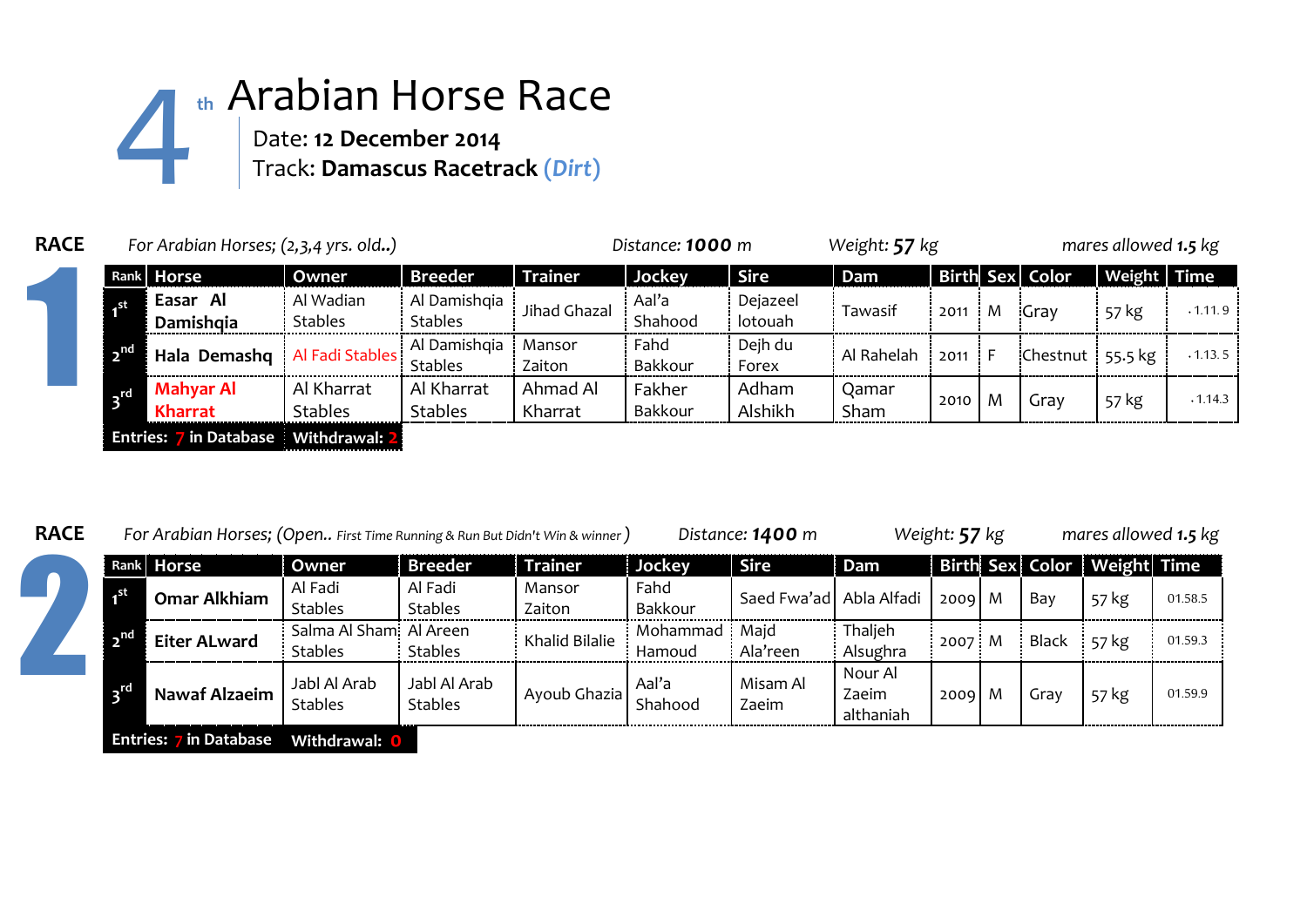# 4th Arabian Horse Race

Date: **12 December 2014**
Track: **Damascus Racetrack** ***(Dirt)***

## RACE 1

*For Arabian Horses; (2,3,4 yrs. old..)* *Distance:* ***1000*** *m* *Weight:* ***57*** *kg* *mares allowed* ***1.5*** *kg*

| Rank | Horse | Owner | Breeder | Trainer | Jockey | Sire | Dam | Birth | Sex | Color | Weight | Time |
|---|---|---|---|---|---|---|---|---|---|---|---|---|
| 1st | **Easar Al Damishqia** | Al Wadian Stables | Al Damishqia Stables | Jihad Ghazal | Aal'a Shahood | Dejazeel lotouah | Tawasif | 2011 | M | Gray | 57 kg | .1.11.9 |
| 2nd | **Hala Demashq** | Al Fadi Stables | Al Damishqia Stables | Mansor Zaiton | Fahd Bakkour | Dejh du Forex | Al Rahelah | 2011 | F | Chestnut | 55.5 kg | .1.13.5 |
| 3rd | **Mahyar Al Kharrat** | Al Kharrat Stables | Al Kharrat Stables | Ahmad Al Kharrat | Fakher Bakkour | Adham Alshikh | Qamar Sham | 2010 | M | Gray | 57 kg | .1.14.3 |

**Entries: 7 in Database** **Withdrawal: 2**

## RACE 2

*For Arabian Horses; (Open.. First Time Running & Run But Didn't Win & winner )* *Distance:* ***1400*** *m* *Weight:* ***57*** *kg* *mares allowed* ***1.5*** *kg*

| Rank | Horse | Owner | Breeder | Trainer | Jockey | Sire | Dam | Birth | Sex | Color | Weight | Time |
|---|---|---|---|---|---|---|---|---|---|---|---|---|
| 1st | **Omar Alkhiam** | Al Fadi Stables | Al Fadi Stables | Mansor Zaiton | Fahd Bakkour | Saed Fwa'ad | Abla Alfadi | 2009 | M | Bay | 57 kg | 01.58.5 |
| 2nd | **Eiter ALward** | Salma Al Sham Stables | Al Areen Stables | Khalid Bilalie | Mohammad Hamoud | Majd Ala'reen | Thaljeh Alsughra | 2007 | M | Black | 57 kg | 01.59.3 |
| 3rd | **Nawaf Alzaeim** | Jabl Al Arab Stables | Jabl Al Arab Stables | Ayoub Ghazia | Aal'a Shahood | Misam Al Zaeim | Nour Al Zaeim althaniah | 2009 | M | Gray | 57 kg | 01.59.9 |

**Entries: 7 in Database** **Withdrawal: 0**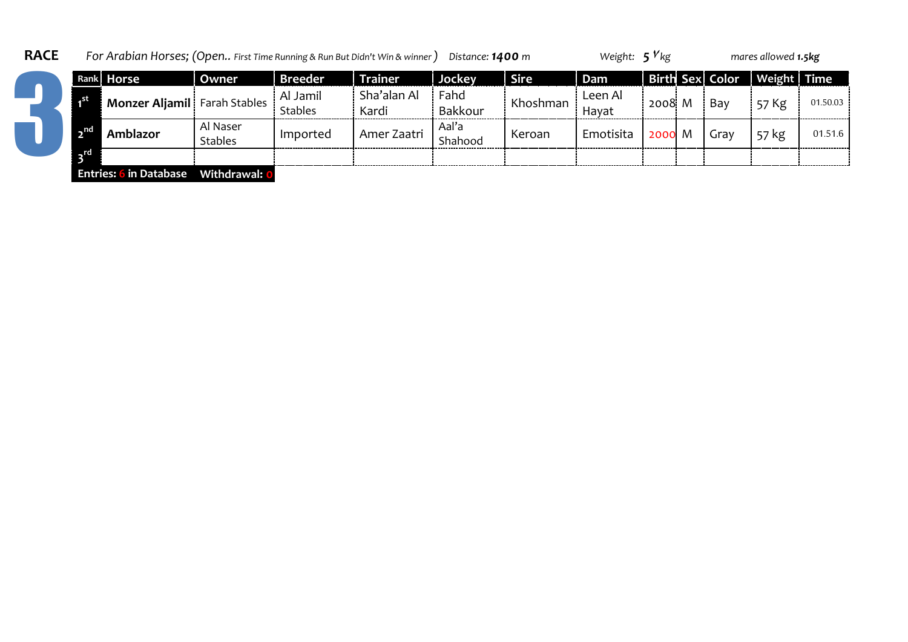# RACE 3

*For Arabian Horses; (Open.. First Time Running & Run But Didn't Win & winner)* Distance: ***1400*** *m* Weight: ***5*** *V kg* *mares allowed **1.5kg***

| Rank | Horse | Owner | Breeder | Trainer | Jockey | Sire | Dam | Birth | Sex | Color | Weight | Time |
|---|---|---|---|---|---|---|---|---|---|---|---|---|
| 1st | **Monzer Aljamil** | Farah Stables | Al Jamil Stables | Sha'alan Al Kardi | Fahd Bakkour | Khoshman | Leen Al Hayat | 2008 | M | Bay | 57 Kg | 01.50.03 |
| 2nd | **Amblazor** | Al Naser Stables | Imported | Amer Zaatri | Aal'a Shahood | Keroan | Emotisita | 2000 | M | Gray | 57 kg | 01.51.6 |
| 3rd | | | | | | | | | | | | |

**Entries: 6 in Database** **Withdrawal: 0**